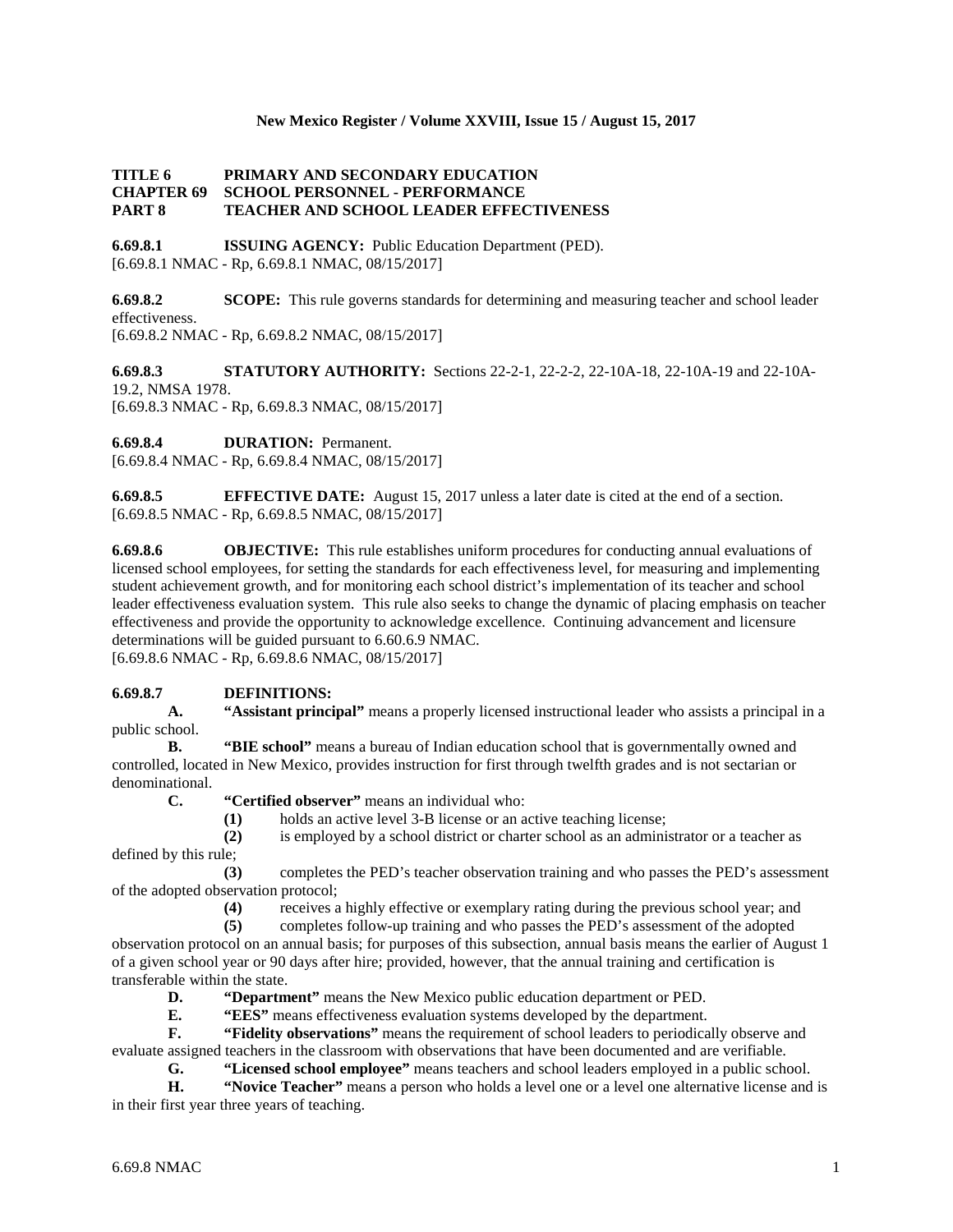**New Mexico Register / Volume XXVIII, Issue 15 / August 15, 2017**

**TITLE 6 PRIMARY AND SECONDARY EDUCATION**
**CHAPTER 69 SCHOOL PERSONNEL - PERFORMANCE**
**PART 8 TEACHER AND SCHOOL LEADER EFFECTIVENESS**

**6.69.8.1 ISSUING AGENCY:** Public Education Department (PED).
[6.69.8.1 NMAC - Rp, 6.69.8.1 NMAC, 08/15/2017]

**6.69.8.2 SCOPE:** This rule governs standards for determining and measuring teacher and school leader effectiveness.
[6.69.8.2 NMAC - Rp, 6.69.8.2 NMAC, 08/15/2017]

**6.69.8.3 STATUTORY AUTHORITY:** Sections 22-2-1, 22-2-2, 22-10A-18, 22-10A-19 and 22-10A-19.2, NMSA 1978.
[6.69.8.3 NMAC - Rp, 6.69.8.3 NMAC, 08/15/2017]

**6.69.8.4 DURATION:** Permanent.
[6.69.8.4 NMAC - Rp, 6.69.8.4 NMAC, 08/15/2017]

**6.69.8.5 EFFECTIVE DATE:** August 15, 2017 unless a later date is cited at the end of a section.
[6.69.8.5 NMAC - Rp, 6.69.8.5 NMAC, 08/15/2017]

**6.69.8.6 OBJECTIVE:** This rule establishes uniform procedures for conducting annual evaluations of licensed school employees, for setting the standards for each effectiveness level, for measuring and implementing student achievement growth, and for monitoring each school district's implementation of its teacher and school leader effectiveness evaluation system. This rule also seeks to change the dynamic of placing emphasis on teacher effectiveness and provide the opportunity to acknowledge excellence. Continuing advancement and licensure determinations will be guided pursuant to 6.60.6.9 NMAC.
[6.69.8.6 NMAC - Rp, 6.69.8.6 NMAC, 08/15/2017]

**6.69.8.7 DEFINITIONS:**

**A. "Assistant principal"** means a properly licensed instructional leader who assists a principal in a public school.

**B. "BIE school"** means a bureau of Indian education school that is governmentally owned and controlled, located in New Mexico, provides instruction for first through twelfth grades and is not sectarian or denominational.

**C. "Certified observer"** means an individual who:

**(1)** holds an active level 3-B license or an active teaching license;

**(2)** is employed by a school district or charter school as an administrator or a teacher as defined by this rule;

**(3)** completes the PED's teacher observation training and who passes the PED's assessment of the adopted observation protocol;

**(4)** receives a highly effective or exemplary rating during the previous school year; and

**(5)** completes follow-up training and who passes the PED's assessment of the adopted observation protocol on an annual basis; for purposes of this subsection, annual basis means the earlier of August 1 of a given school year or 90 days after hire; provided, however, that the annual training and certification is transferable within the state.

**D. "Department"** means the New Mexico public education department or PED.

**E. "EES"** means effectiveness evaluation systems developed by the department.

**F. "Fidelity observations"** means the requirement of school leaders to periodically observe and evaluate assigned teachers in the classroom with observations that have been documented and are verifiable.

**G. "Licensed school employee"** means teachers and school leaders employed in a public school.

**H. "Novice Teacher"** means a person who holds a level one or a level one alternative license and is in their first year three years of teaching.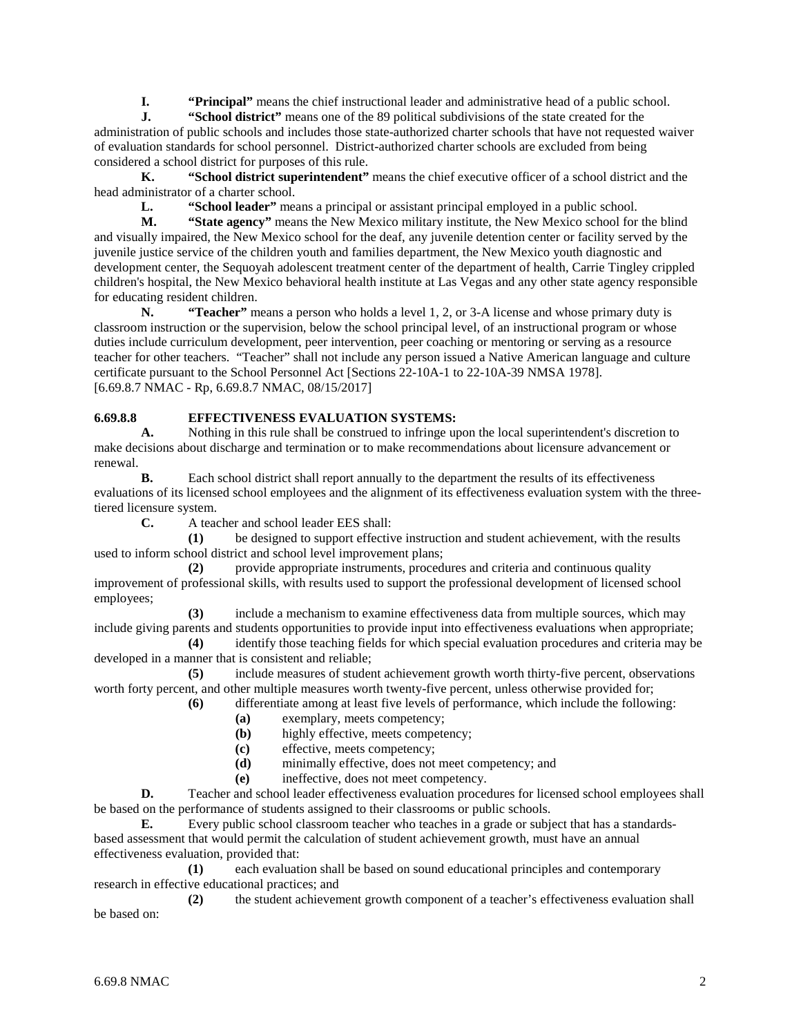**I.** **"Principal"** means the chief instructional leader and administrative head of a public school.

**J.** **"School district"** means one of the 89 political subdivisions of the state created for the administration of public schools and includes those state-authorized charter schools that have not requested waiver of evaluation standards for school personnel. District-authorized charter schools are excluded from being considered a school district for purposes of this rule.

**K.** **"School district superintendent"** means the chief executive officer of a school district and the head administrator of a charter school.

**L.** **"School leader"** means a principal or assistant principal employed in a public school.

**M.** **"State agency"** means the New Mexico military institute, the New Mexico school for the blind and visually impaired, the New Mexico school for the deaf, any juvenile detention center or facility served by the juvenile justice service of the children youth and families department, the New Mexico youth diagnostic and development center, the Sequoyah adolescent treatment center of the department of health, Carrie Tingley crippled children's hospital, the New Mexico behavioral health institute at Las Vegas and any other state agency responsible for educating resident children.

**N.** **"Teacher"** means a person who holds a level 1, 2, or 3-A license and whose primary duty is classroom instruction or the supervision, below the school principal level, of an instructional program or whose duties include curriculum development, peer intervention, peer coaching or mentoring or serving as a resource teacher for other teachers. "Teacher" shall not include any person issued a Native American language and culture certificate pursuant to the School Personnel Act [Sections 22-10A-1 to 22-10A-39 NMSA 1978].
[6.69.8.7 NMAC - Rp, 6.69.8.7 NMAC, 08/15/2017]

### 6.69.8.8 EFFECTIVENESS EVALUATION SYSTEMS:

**A.** Nothing in this rule shall be construed to infringe upon the local superintendent's discretion to make decisions about discharge and termination or to make recommendations about licensure advancement or renewal.

**B.** Each school district shall report annually to the department the results of its effectiveness evaluations of its licensed school employees and the alignment of its effectiveness evaluation system with the three-tiered licensure system.

**C.** A teacher and school leader EES shall:

**(1)** be designed to support effective instruction and student achievement, with the results used to inform school district and school level improvement plans;

**(2)** provide appropriate instruments, procedures and criteria and continuous quality improvement of professional skills, with results used to support the professional development of licensed school employees;

**(3)** include a mechanism to examine effectiveness data from multiple sources, which may include giving parents and students opportunities to provide input into effectiveness evaluations when appropriate;

**(4)** identify those teaching fields for which special evaluation procedures and criteria may be developed in a manner that is consistent and reliable;

**(5)** include measures of student achievement growth worth thirty-five percent, observations worth forty percent, and other multiple measures worth twenty-five percent, unless otherwise provided for;

**(6)** differentiate among at least five levels of performance, which include the following:

**(a)** exemplary, meets competency;

**(b)** highly effective, meets competency;

**(c)** effective, meets competency;

**(d)** minimally effective, does not meet competency; and

**(e)** ineffective, does not meet competency.

**D.** Teacher and school leader effectiveness evaluation procedures for licensed school employees shall be based on the performance of students assigned to their classrooms or public schools.

**E.** Every public school classroom teacher who teaches in a grade or subject that has a standards-based assessment that would permit the calculation of student achievement growth, must have an annual effectiveness evaluation, provided that:

**(1)** each evaluation shall be based on sound educational principles and contemporary research in effective educational practices; and

**(2)** the student achievement growth component of a teacher's effectiveness evaluation shall be based on: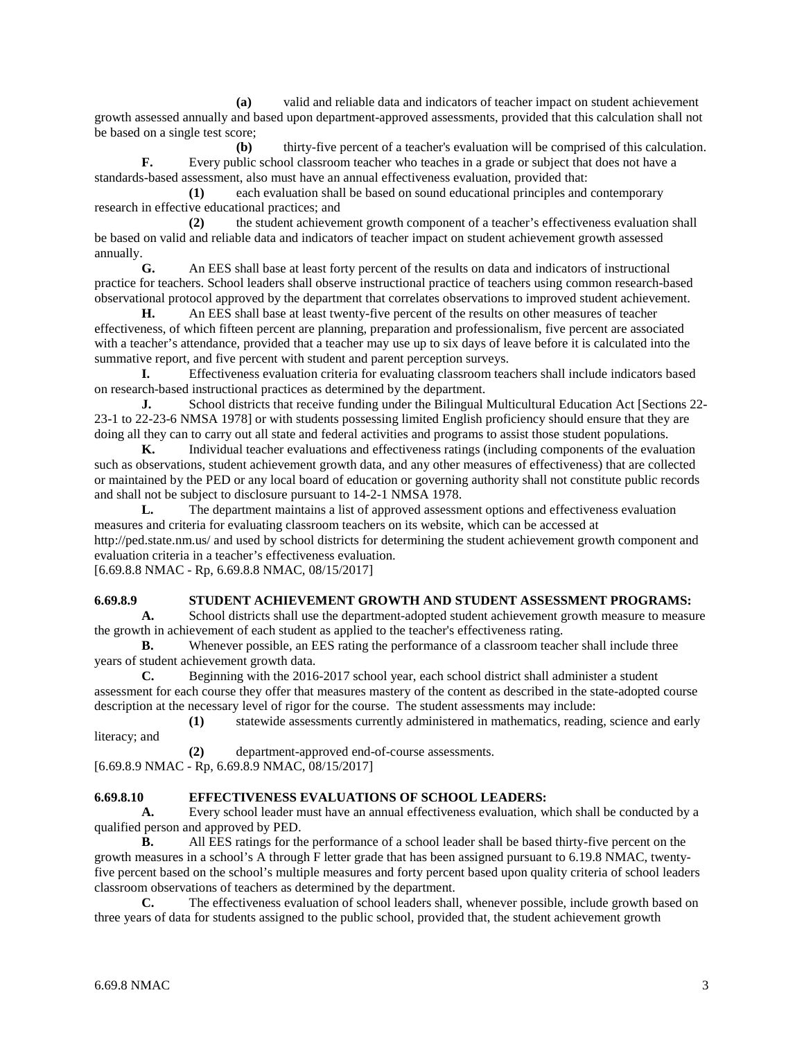**(a)** valid and reliable data and indicators of teacher impact on student achievement growth assessed annually and based upon department-approved assessments, provided that this calculation shall not be based on a single test score;

**(b)** thirty-five percent of a teacher's evaluation will be comprised of this calculation.

**F.** Every public school classroom teacher who teaches in a grade or subject that does not have a standards-based assessment, also must have an annual effectiveness evaluation, provided that:

**(1)** each evaluation shall be based on sound educational principles and contemporary research in effective educational practices; and

**(2)** the student achievement growth component of a teacher's effectiveness evaluation shall be based on valid and reliable data and indicators of teacher impact on student achievement growth assessed annually.

**G.** An EES shall base at least forty percent of the results on data and indicators of instructional practice for teachers. School leaders shall observe instructional practice of teachers using common research-based observational protocol approved by the department that correlates observations to improved student achievement.

**H.** An EES shall base at least twenty-five percent of the results on other measures of teacher effectiveness, of which fifteen percent are planning, preparation and professionalism, five percent are associated with a teacher's attendance, provided that a teacher may use up to six days of leave before it is calculated into the summative report, and five percent with student and parent perception surveys.

**I.** Effectiveness evaluation criteria for evaluating classroom teachers shall include indicators based on research-based instructional practices as determined by the department.

**J.** School districts that receive funding under the Bilingual Multicultural Education Act [Sections 22-23-1 to 22-23-6 NMSA 1978] or with students possessing limited English proficiency should ensure that they are doing all they can to carry out all state and federal activities and programs to assist those student populations.

**K.** Individual teacher evaluations and effectiveness ratings (including components of the evaluation such as observations, student achievement growth data, and any other measures of effectiveness) that are collected or maintained by the PED or any local board of education or governing authority shall not constitute public records and shall not be subject to disclosure pursuant to 14-2-1 NMSA 1978.

**L.** The department maintains a list of approved assessment options and effectiveness evaluation measures and criteria for evaluating classroom teachers on its website, which can be accessed at http://ped.state.nm.us/ and used by school districts for determining the student achievement growth component and evaluation criteria in a teacher's effectiveness evaluation.

[6.69.8.8 NMAC - Rp, 6.69.8.8 NMAC, 08/15/2017]

**6.69.8.9 STUDENT ACHIEVEMENT GROWTH AND STUDENT ASSESSMENT PROGRAMS:**

**A.** School districts shall use the department-adopted student achievement growth measure to measure the growth in achievement of each student as applied to the teacher's effectiveness rating.

**B.** Whenever possible, an EES rating the performance of a classroom teacher shall include three years of student achievement growth data.

**C.** Beginning with the 2016-2017 school year, each school district shall administer a student assessment for each course they offer that measures mastery of the content as described in the state-adopted course description at the necessary level of rigor for the course. The student assessments may include:

**(1)** statewide assessments currently administered in mathematics, reading, science and early literacy; and

**(2)** department-approved end-of-course assessments.

[6.69.8.9 NMAC - Rp, 6.69.8.9 NMAC, 08/15/2017]

**6.69.8.10 EFFECTIVENESS EVALUATIONS OF SCHOOL LEADERS:**

**A.** Every school leader must have an annual effectiveness evaluation, which shall be conducted by a qualified person and approved by PED.

**B.** All EES ratings for the performance of a school leader shall be based thirty-five percent on the growth measures in a school's A through F letter grade that has been assigned pursuant to 6.19.8 NMAC, twenty-five percent based on the school's multiple measures and forty percent based upon quality criteria of school leaders classroom observations of teachers as determined by the department.

**C.** The effectiveness evaluation of school leaders shall, whenever possible, include growth based on three years of data for students assigned to the public school, provided that, the student achievement growth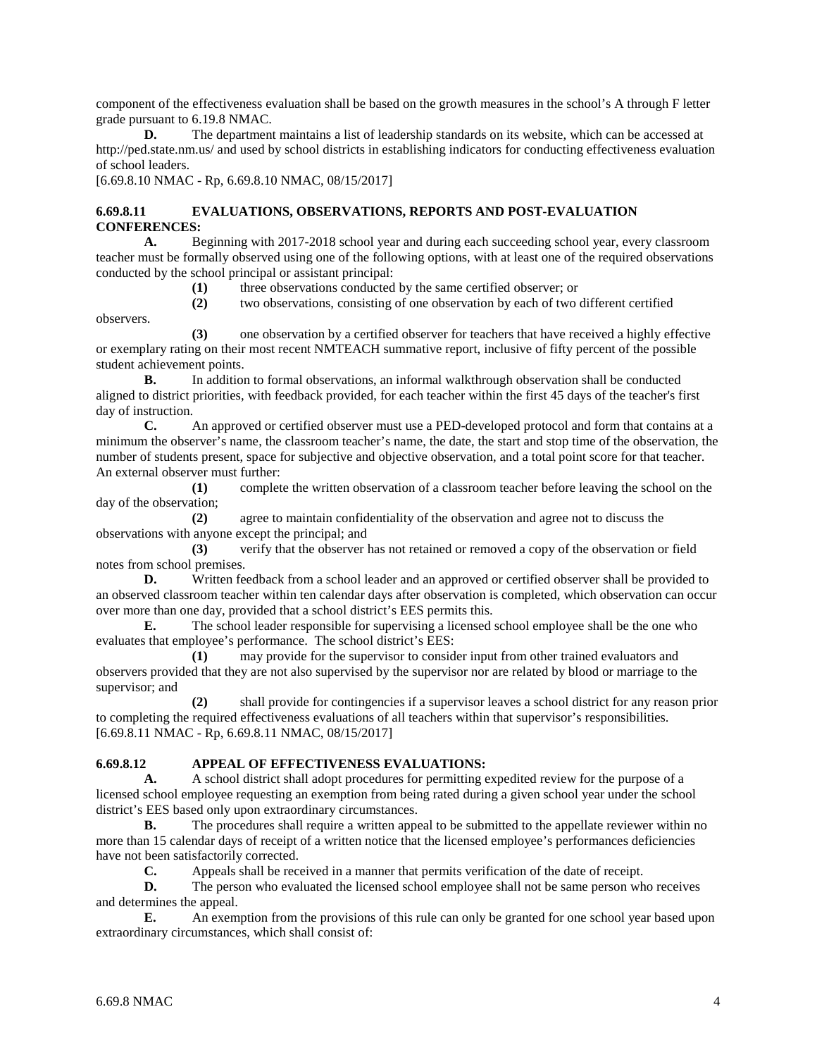component of the effectiveness evaluation shall be based on the growth measures in the school's A through F letter grade pursuant to 6.19.8 NMAC.

**D.** The department maintains a list of leadership standards on its website, which can be accessed at http://ped.state.nm.us/ and used by school districts in establishing indicators for conducting effectiveness evaluation of school leaders.

[6.69.8.10 NMAC - Rp, 6.69.8.10 NMAC, 08/15/2017]

**6.69.8.11 EVALUATIONS, OBSERVATIONS, REPORTS AND POST-EVALUATION CONFERENCES:**

**A.** Beginning with 2017-2018 school year and during each succeeding school year, every classroom teacher must be formally observed using one of the following options, with at least one of the required observations conducted by the school principal or assistant principal:

**(1)** three observations conducted by the same certified observer; or

**(2)** two observations, consisting of one observation by each of two different certified observers.

**(3)** one observation by a certified observer for teachers that have received a highly effective or exemplary rating on their most recent NMTEACH summative report, inclusive of fifty percent of the possible student achievement points.

**B.** In addition to formal observations, an informal walkthrough observation shall be conducted aligned to district priorities, with feedback provided, for each teacher within the first 45 days of the teacher's first day of instruction.

**C.** An approved or certified observer must use a PED-developed protocol and form that contains at a minimum the observer's name, the classroom teacher's name, the date, the start and stop time of the observation, the number of students present, space for subjective and objective observation, and a total point score for that teacher. An external observer must further:

**(1)** complete the written observation of a classroom teacher before leaving the school on the day of the observation;

**(2)** agree to maintain confidentiality of the observation and agree not to discuss the observations with anyone except the principal; and

**(3)** verify that the observer has not retained or removed a copy of the observation or field notes from school premises.

**D.** Written feedback from a school leader and an approved or certified observer shall be provided to an observed classroom teacher within ten calendar days after observation is completed, which observation can occur over more than one day, provided that a school district's EES permits this.

**E.** The school leader responsible for supervising a licensed school employee shall be the one who evaluates that employee's performance. The school district's EES:

**(1)** may provide for the supervisor to consider input from other trained evaluators and observers provided that they are not also supervised by the supervisor nor are related by blood or marriage to the supervisor; and

**(2)** shall provide for contingencies if a supervisor leaves a school district for any reason prior to completing the required effectiveness evaluations of all teachers within that supervisor's responsibilities.

[6.69.8.11 NMAC - Rp, 6.69.8.11 NMAC, 08/15/2017]

**6.69.8.12 APPEAL OF EFFECTIVENESS EVALUATIONS:**

**A.** A school district shall adopt procedures for permitting expedited review for the purpose of a licensed school employee requesting an exemption from being rated during a given school year under the school district's EES based only upon extraordinary circumstances.

**B.** The procedures shall require a written appeal to be submitted to the appellate reviewer within no more than 15 calendar days of receipt of a written notice that the licensed employee's performances deficiencies have not been satisfactorily corrected.

**C.** Appeals shall be received in a manner that permits verification of the date of receipt.

**D.** The person who evaluated the licensed school employee shall not be same person who receives and determines the appeal.

**E.** An exemption from the provisions of this rule can only be granted for one school year based upon extraordinary circumstances, which shall consist of: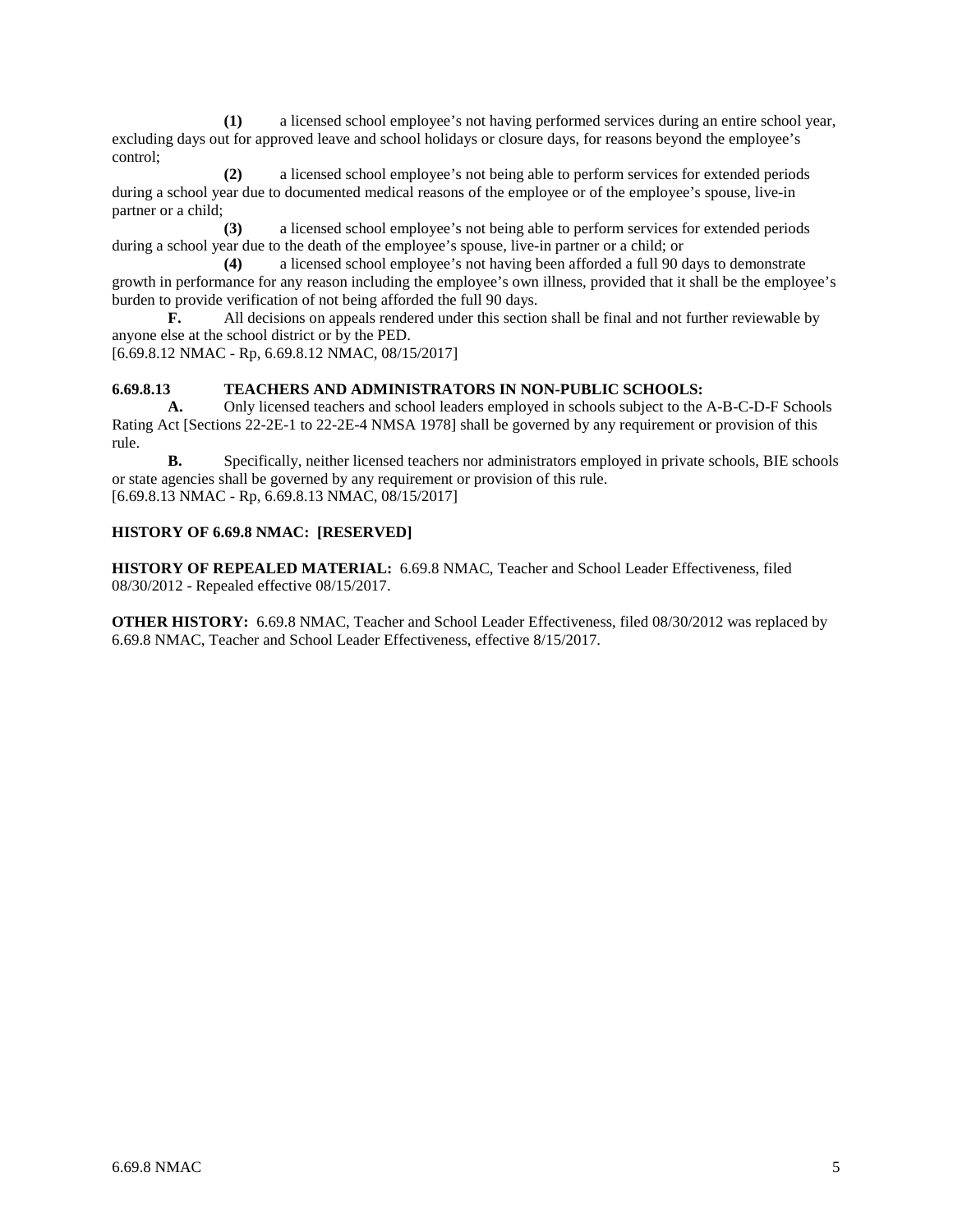**(1)** a licensed school employee's not having performed services during an entire school year, excluding days out for approved leave and school holidays or closure days, for reasons beyond the employee's control;

**(2)** a licensed school employee's not being able to perform services for extended periods during a school year due to documented medical reasons of the employee or of the employee's spouse, live-in partner or a child;

**(3)** a licensed school employee's not being able to perform services for extended periods during a school year due to the death of the employee's spouse, live-in partner or a child; or

**(4)** a licensed school employee's not having been afforded a full 90 days to demonstrate growth in performance for any reason including the employee's own illness, provided that it shall be the employee's burden to provide verification of not being afforded the full 90 days.

**F.** All decisions on appeals rendered under this section shall be final and not further reviewable by anyone else at the school district or by the PED.

[6.69.8.12 NMAC - Rp, 6.69.8.12 NMAC, 08/15/2017]

**6.69.8.13 TEACHERS AND ADMINISTRATORS IN NON-PUBLIC SCHOOLS:**

**A.** Only licensed teachers and school leaders employed in schools subject to the A-B-C-D-F Schools Rating Act [Sections 22-2E-1 to 22-2E-4 NMSA 1978] shall be governed by any requirement or provision of this rule.

**B.** Specifically, neither licensed teachers nor administrators employed in private schools, BIE schools or state agencies shall be governed by any requirement or provision of this rule.

[6.69.8.13 NMAC - Rp, 6.69.8.13 NMAC, 08/15/2017]

**HISTORY OF 6.69.8 NMAC: [RESERVED]**

**HISTORY OF REPEALED MATERIAL:** 6.69.8 NMAC, Teacher and School Leader Effectiveness, filed 08/30/2012 - Repealed effective 08/15/2017.

**OTHER HISTORY:** 6.69.8 NMAC, Teacher and School Leader Effectiveness, filed 08/30/2012 was replaced by 6.69.8 NMAC, Teacher and School Leader Effectiveness, effective 8/15/2017.